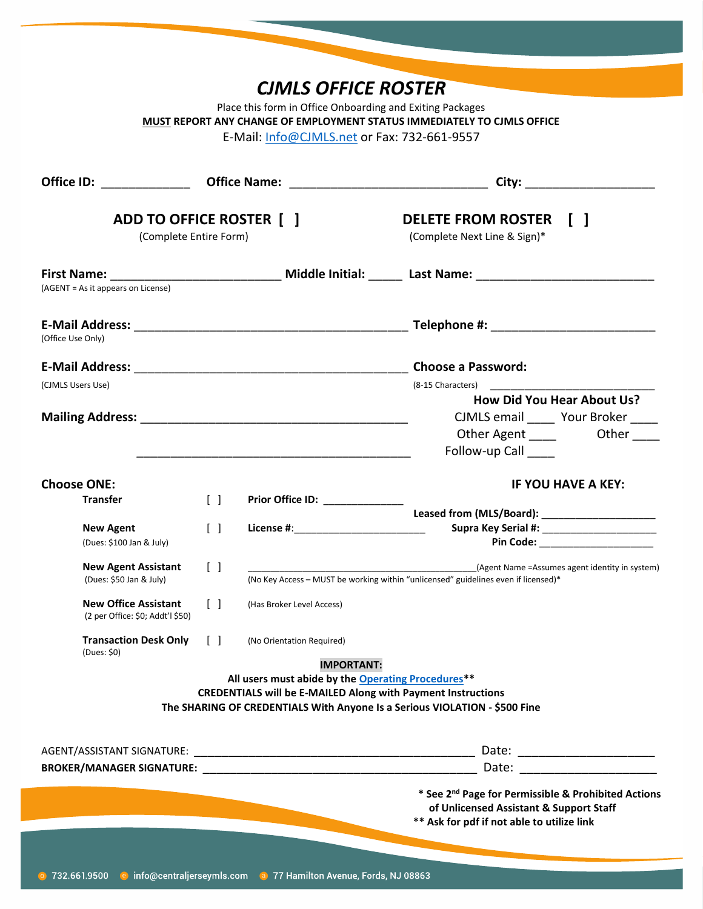# *CJMLS OFFICE ROSTER*

Place this form in Office Onboarding and Exiting Packages

**MUST REPORT ANY CHANGE OF EMPLOYMENT STATUS IMMEDIATELY TO CJMLS OFFICE**

E-Mail: Info@CJMLS.net or Fax: 732-661-9557

**Office ID:** _____________ **Office Name:** ______________________________ **City:** ___________________

**ADD TO OFFICE ROSTER [ ]**
(Complete Entire Form)

**DELETE FROM ROSTER [ ]**
(Complete Next Line & Sign)*

**First Name:** __________________________ **Middle Initial:** _____ **Last Name:** ___________________________
(AGENT = As it appears on License)

**E-Mail Address:** __________________________________________ **Telephone #:** _________________________
(Office Use Only)

**E-Mail Address:** __________________________________________ **Choose a Password:**
(CJMLS Users Use) (8-15 Characters) _________________________

**Mailing Address:** ________________________________________

__________________________________________

**How Did You Hear About Us?**
CJMLS email ____ Your Broker ____
Other Agent ____ Other ____
Follow-up Call ____

**Choose ONE:**

**Transfer** [ ] **Prior Office ID:** _____________

**New Agent** [ ] **License #:**_______________________
(Dues: $100 Jan & July)

**New Agent Assistant** [ ] _____________________________________________(Agent Name =Assumes agent identity in system)
(Dues: $50 Jan & July)
(No Key Access – MUST be working within "unlicensed" guidelines even if licensed)*

**New Office Assistant** [ ] (Has Broker Level Access)
(2 per Office: $0; Addt'l $50)

**Transaction Desk Only** [ ] (No Orientation Required)
(Dues: $0)

**IF YOU HAVE A KEY:**

**Leased from (MLS/Board):** ___________________
**Supra Key Serial #:** ___________________
**Pin Code:** ___________________

**IMPORTANT:**

**All users must abide by the Operating Procedures****

**CREDENTIALS will be E-MAILED Along with Payment Instructions**

**The SHARING OF CREDENTIALS With Anyone Is a Serious VIOLATION - $500 Fine**

AGENT/ASSISTANT SIGNATURE: _____________________________________________ Date: ____________________

**BROKER/MANAGER SIGNATURE:** ___________________________________________ Date: ____________________

**\* See 2nd Page for Permissible & Prohibited Actions of Unlicensed Assistant & Support Staff**

**\*\* Ask for pdf if not able to utilize link**

732.661.9500 info@centraljerseymls.com 77 Hamilton Avenue, Fords, NJ 08863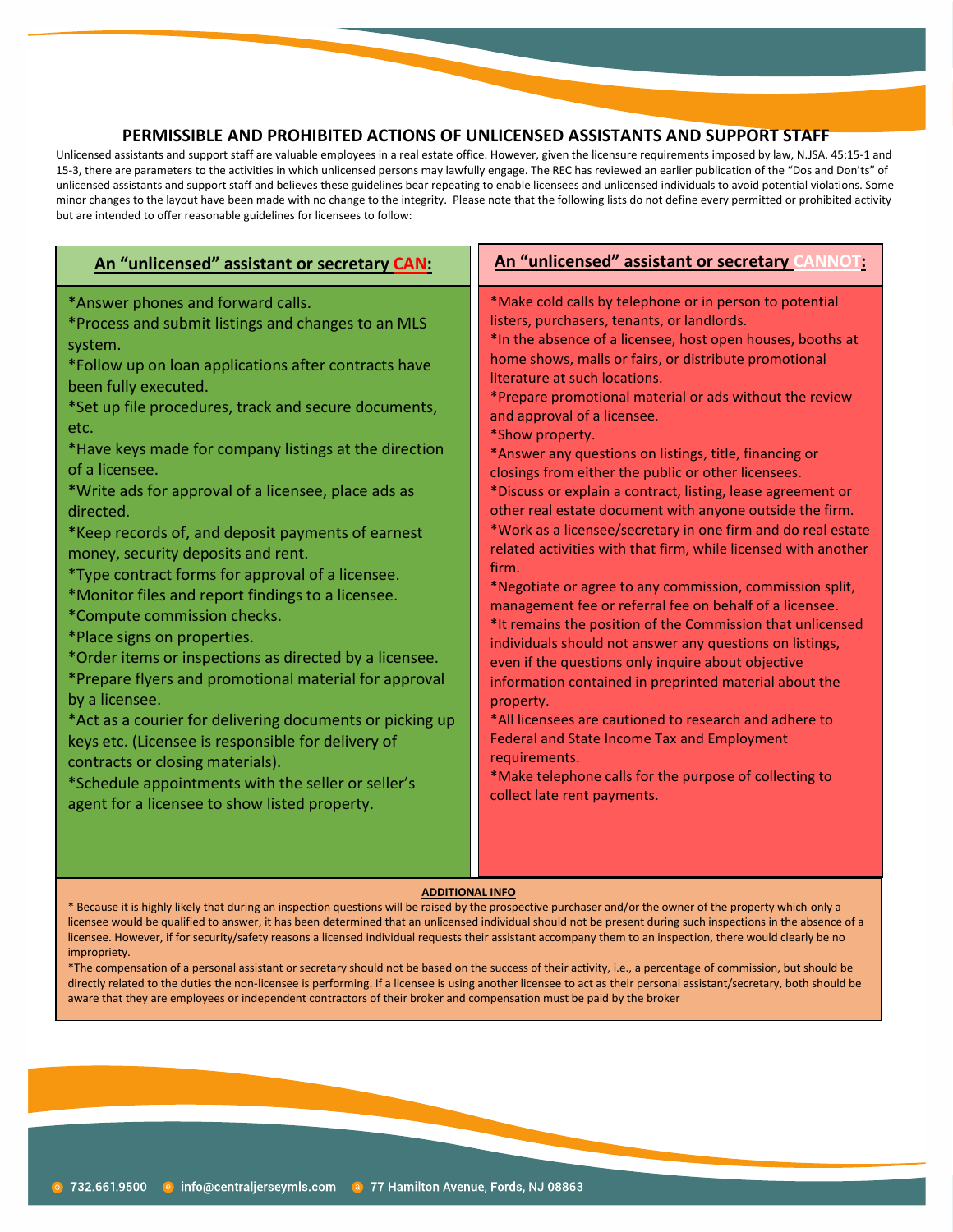## PERMISSIBLE AND PROHIBITED ACTIONS OF UNLICENSED ASSISTANTS AND SUPPORT STAFF

Unlicensed assistants and support staff are valuable employees in a real estate office. However, given the licensure requirements imposed by law, N.JSA. 45:15-1 and 15-3, there are parameters to the activities in which unlicensed persons may lawfully engage. The REC has reviewed an earlier publication of the "Dos and Don'ts" of unlicensed assistants and support staff and believes these guidelines bear repeating to enable licensees and unlicensed individuals to avoid potential violations. Some minor changes to the layout have been made with no change to the integrity. Please note that the following lists do not define every permitted or prohibited activity but are intended to offer reasonable guidelines for licensees to follow:

### An "unlicensed" assistant or secretary CAN:

*Answer phones and forward calls.
*Process and submit listings and changes to an MLS system.
*Follow up on loan applications after contracts have been fully executed.
*Set up file procedures, track and secure documents, etc.
*Have keys made for company listings at the direction of a licensee.
*Write ads for approval of a licensee, place ads as directed.
*Keep records of, and deposit payments of earnest money, security deposits and rent.
*Type contract forms for approval of a licensee.
*Monitor files and report findings to a licensee.
*Compute commission checks.
*Place signs on properties.
*Order items or inspections as directed by a licensee.
*Prepare flyers and promotional material for approval by a licensee.
*Act as a courier for delivering documents or picking up keys etc. (Licensee is responsible for delivery of contracts or closing materials).
*Schedule appointments with the seller or seller's agent for a licensee to show listed property.

### An "unlicensed" assistant or secretary CANNOT:

*Make cold calls by telephone or in person to potential listers, purchasers, tenants, or landlords.
*In the absence of a licensee, host open houses, booths at home shows, malls or fairs, or distribute promotional literature at such locations.
*Prepare promotional material or ads without the review and approval of a licensee.
*Show property.
*Answer any questions on listings, title, financing or closings from either the public or other licensees.
*Discuss or explain a contract, listing, lease agreement or other real estate document with anyone outside the firm.
*Work as a licensee/secretary in one firm and do real estate related activities with that firm, while licensed with another firm.
*Negotiate or agree to any commission, commission split, management fee or referral fee on behalf of a licensee.
*It remains the position of the Commission that unlicensed individuals should not answer any questions on listings, even if the questions only inquire about objective information contained in preprinted material about the property.
*All licensees are cautioned to research and adhere to Federal and State Income Tax and Employment requirements.
*Make telephone calls for the purpose of collecting to collect late rent payments.

### ADDITIONAL INFO

* Because it is highly likely that during an inspection questions will be raised by the prospective purchaser and/or the owner of the property which only a licensee would be qualified to answer, it has been determined that an unlicensed individual should not be present during such inspections in the absence of a licensee. However, if for security/safety reasons a licensed individual requests their assistant accompany them to an inspection, there would clearly be no impropriety.

*The compensation of a personal assistant or secretary should not be based on the success of their activity, i.e., a percentage of commission, but should be directly related to the duties the non-licensee is performing. If a licensee is using another licensee to act as their personal assistant/secretary, both should be aware that they are employees or independent contractors of their broker and compensation must be paid by the broker

732.661.9500 info@centraljerseymls.com 77 Hamilton Avenue, Fords, NJ 08863